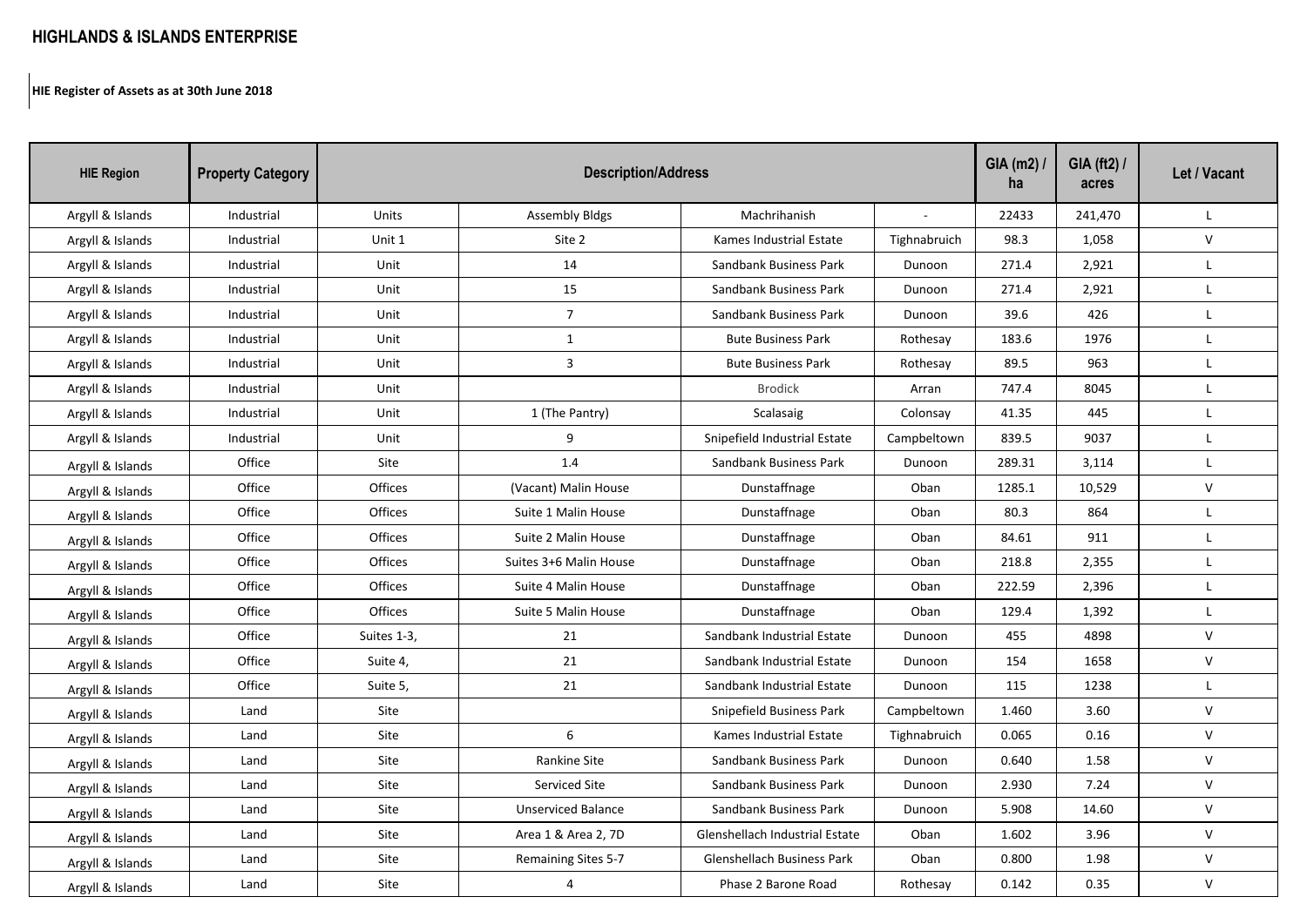# HIGHLANDS & ISLANDS ENTERPRISE

**HIE Register of Assets as at 30th June 2018**

| HIE Region | Property Category | Description/Address | | | | GIA (m2) / ha | GIA (ft2) / acres | Let / Vacant |
|---|---|---|---|---|---|---|---|---|
| Argyll & Islands | Industrial | Units | Assembly Bldgs | Machrihanish | - | 22433 | 241,470 | L |
| Argyll & Islands | Industrial | Unit 1 | Site 2 | Kames Industrial Estate | Tighnabruich | 98.3 | 1,058 | V |
| Argyll & Islands | Industrial | Unit | 14 | Sandbank Business Park | Dunoon | 271.4 | 2,921 | L |
| Argyll & Islands | Industrial | Unit | 15 | Sandbank Business Park | Dunoon | 271.4 | 2,921 | L |
| Argyll & Islands | Industrial | Unit | 7 | Sandbank Business Park | Dunoon | 39.6 | 426 | L |
| Argyll & Islands | Industrial | Unit | 1 | Bute Business Park | Rothesay | 183.6 | 1976 | L |
| Argyll & Islands | Industrial | Unit | 3 | Bute Business Park | Rothesay | 89.5 | 963 | L |
| Argyll & Islands | Industrial | Unit | | Brodick | Arran | 747.4 | 8045 | L |
| Argyll & Islands | Industrial | Unit | 1 (The Pantry) | Scalasaig | Colonsay | 41.35 | 445 | L |
| Argyll & Islands | Industrial | Unit | 9 | Snipefield Industrial Estate | Campbeltown | 839.5 | 9037 | L |
| Argyll & Islands | Office | Site | 1.4 | Sandbank Business Park | Dunoon | 289.31 | 3,114 | L |
| Argyll & Islands | Office | Offices | (Vacant) Malin House | Dunstaffnage | Oban | 1285.1 | 10,529 | V |
| Argyll & Islands | Office | Offices | Suite 1 Malin House | Dunstaffnage | Oban | 80.3 | 864 | L |
| Argyll & Islands | Office | Offices | Suite 2 Malin House | Dunstaffnage | Oban | 84.61 | 911 | L |
| Argyll & Islands | Office | Offices | Suites 3+6 Malin House | Dunstaffnage | Oban | 218.8 | 2,355 | L |
| Argyll & Islands | Office | Offices | Suite 4 Malin House | Dunstaffnage | Oban | 222.59 | 2,396 | L |
| Argyll & Islands | Office | Offices | Suite 5 Malin House | Dunstaffnage | Oban | 129.4 | 1,392 | L |
| Argyll & Islands | Office | Suites 1-3, | 21 | Sandbank Industrial Estate | Dunoon | 455 | 4898 | V |
| Argyll & Islands | Office | Suite 4, | 21 | Sandbank Industrial Estate | Dunoon | 154 | 1658 | V |
| Argyll & Islands | Office | Suite 5, | 21 | Sandbank Industrial Estate | Dunoon | 115 | 1238 | L |
| Argyll & Islands | Land | Site | | Snipefield Business Park | Campbeltown | 1.460 | 3.60 | V |
| Argyll & Islands | Land | Site | 6 | Kames Industrial Estate | Tighnabruich | 0.065 | 0.16 | V |
| Argyll & Islands | Land | Site | Rankine Site | Sandbank Business Park | Dunoon | 0.640 | 1.58 | V |
| Argyll & Islands | Land | Site | Serviced Site | Sandbank Business Park | Dunoon | 2.930 | 7.24 | V |
| Argyll & Islands | Land | Site | Unserviced Balance | Sandbank Business Park | Dunoon | 5.908 | 14.60 | V |
| Argyll & Islands | Land | Site | Area 1 & Area 2, 7D | Glenshellach Industrial Estate | Oban | 1.602 | 3.96 | V |
| Argyll & Islands | Land | Site | Remaining Sites 5-7 | Glenshellach Business Park | Oban | 0.800 | 1.98 | V |
| Argyll & Islands | Land | Site | 4 | Phase 2 Barone Road | Rothesay | 0.142 | 0.35 | V |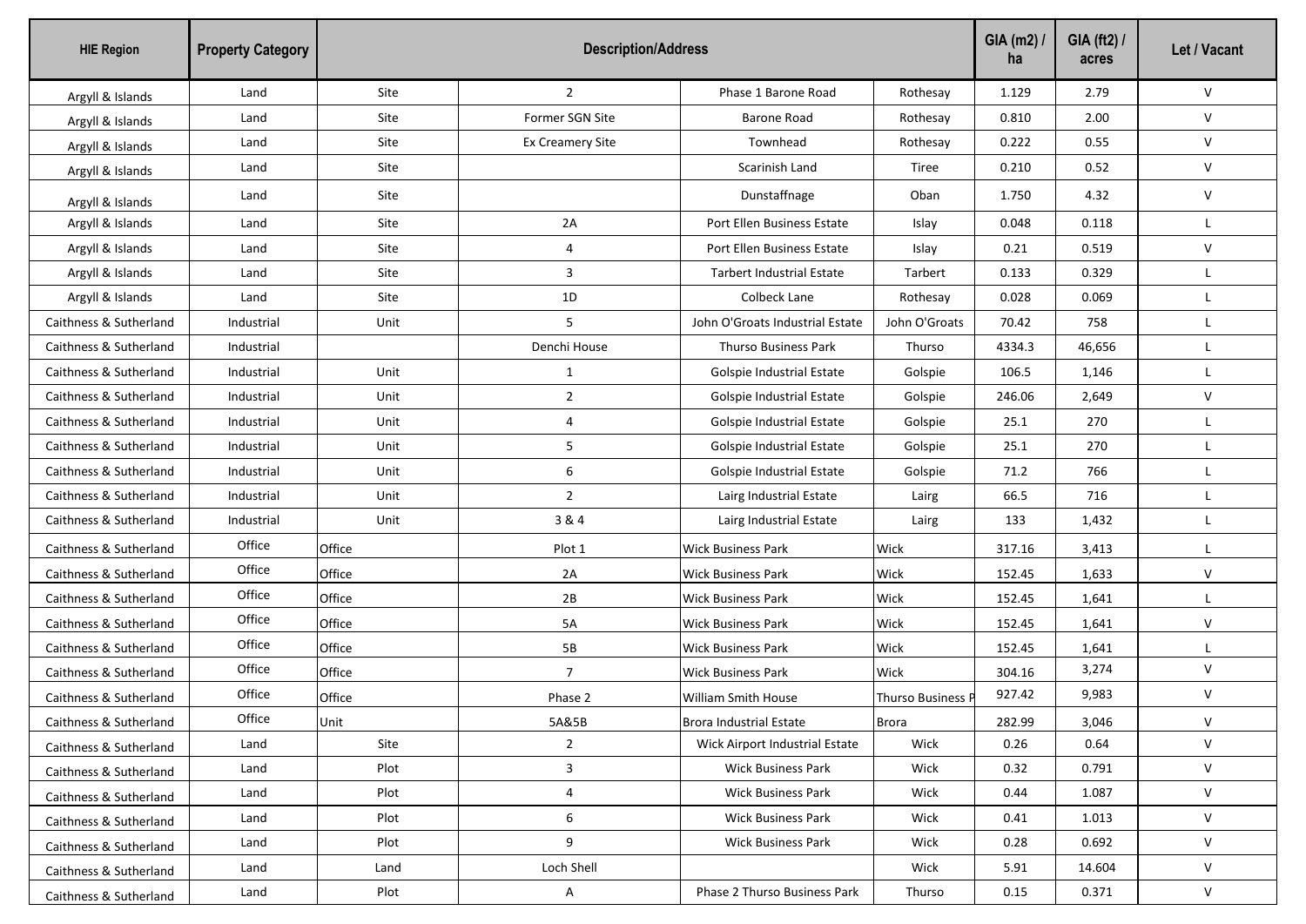| HIE Region | Property Category | Description/Address | | | | GIA (m2) / ha | GIA (ft2) / acres | Let / Vacant |
|---|---|---|---|---|---|---|---|---|
| Argyll & Islands | Land | Site | 2 | Phase 1 Barone Road | Rothesay | 1.129 | 2.79 | V |
| Argyll & Islands | Land | Site | Former SGN Site | Barone Road | Rothesay | 0.810 | 2.00 | V |
| Argyll & Islands | Land | Site | Ex Creamery Site | Townhead | Rothesay | 0.222 | 0.55 | V |
| Argyll & Islands | Land | Site | | Scarinish Land | Tiree | 0.210 | 0.52 | V |
| Argyll & Islands | Land | Site | | Dunstaffnage | Oban | 1.750 | 4.32 | V |
| Argyll & Islands | Land | Site | 2A | Port Ellen Business Estate | Islay | 0.048 | 0.118 | L |
| Argyll & Islands | Land | Site | 4 | Port Ellen Business Estate | Islay | 0.21 | 0.519 | V |
| Argyll & Islands | Land | Site | 3 | Tarbert Industrial Estate | Tarbert | 0.133 | 0.329 | L |
| Argyll & Islands | Land | Site | 1D | Colbeck Lane | Rothesay | 0.028 | 0.069 | L |
| Caithness & Sutherland | Industrial | Unit | 5 | John O'Groats Industrial Estate | John O'Groats | 70.42 | 758 | L |
| Caithness & Sutherland | Industrial | | Denchi House | Thurso Business Park | Thurso | 4334.3 | 46,656 | L |
| Caithness & Sutherland | Industrial | Unit | 1 | Golspie Industrial Estate | Golspie | 106.5 | 1,146 | L |
| Caithness & Sutherland | Industrial | Unit | 2 | Golspie Industrial Estate | Golspie | 246.06 | 2,649 | V |
| Caithness & Sutherland | Industrial | Unit | 4 | Golspie Industrial Estate | Golspie | 25.1 | 270 | L |
| Caithness & Sutherland | Industrial | Unit | 5 | Golspie Industrial Estate | Golspie | 25.1 | 270 | L |
| Caithness & Sutherland | Industrial | Unit | 6 | Golspie Industrial Estate | Golspie | 71.2 | 766 | L |
| Caithness & Sutherland | Industrial | Unit | 2 | Lairg Industrial Estate | Lairg | 66.5 | 716 | L |
| Caithness & Sutherland | Industrial | Unit | 3 & 4 | Lairg Industrial Estate | Lairg | 133 | 1,432 | L |
| Caithness & Sutherland | Office | Office | Plot 1 | Wick Business Park | Wick | 317.16 | 3,413 | L |
| Caithness & Sutherland | Office | Office | 2A | Wick Business Park | Wick | 152.45 | 1,633 | V |
| Caithness & Sutherland | Office | Office | 2B | Wick Business Park | Wick | 152.45 | 1,641 | L |
| Caithness & Sutherland | Office | Office | 5A | Wick Business Park | Wick | 152.45 | 1,641 | V |
| Caithness & Sutherland | Office | Office | 5B | Wick Business Park | Wick | 152.45 | 1,641 | L |
| Caithness & Sutherland | Office | Office | 7 | Wick Business Park | Wick | 304.16 | 3,274 | V |
| Caithness & Sutherland | Office | Office | Phase 2 | William Smith House | Thurso Business P | 927.42 | 9,983 | V |
| Caithness & Sutherland | Office | Unit | 5A&5B | Brora Industrial Estate | Brora | 282.99 | 3,046 | V |
| Caithness & Sutherland | Land | Site | 2 | Wick Airport Industrial Estate | Wick | 0.26 | 0.64 | V |
| Caithness & Sutherland | Land | Plot | 3 | Wick Business Park | Wick | 0.32 | 0.791 | V |
| Caithness & Sutherland | Land | Plot | 4 | Wick Business Park | Wick | 0.44 | 1.087 | V |
| Caithness & Sutherland | Land | Plot | 6 | Wick Business Park | Wick | 0.41 | 1.013 | V |
| Caithness & Sutherland | Land | Plot | 9 | Wick Business Park | Wick | 0.28 | 0.692 | V |
| Caithness & Sutherland | Land | Land | Loch Shell | | Wick | 5.91 | 14.604 | V |
| Caithness & Sutherland | Land | Plot | A | Phase 2 Thurso Business Park | Thurso | 0.15 | 0.371 | V |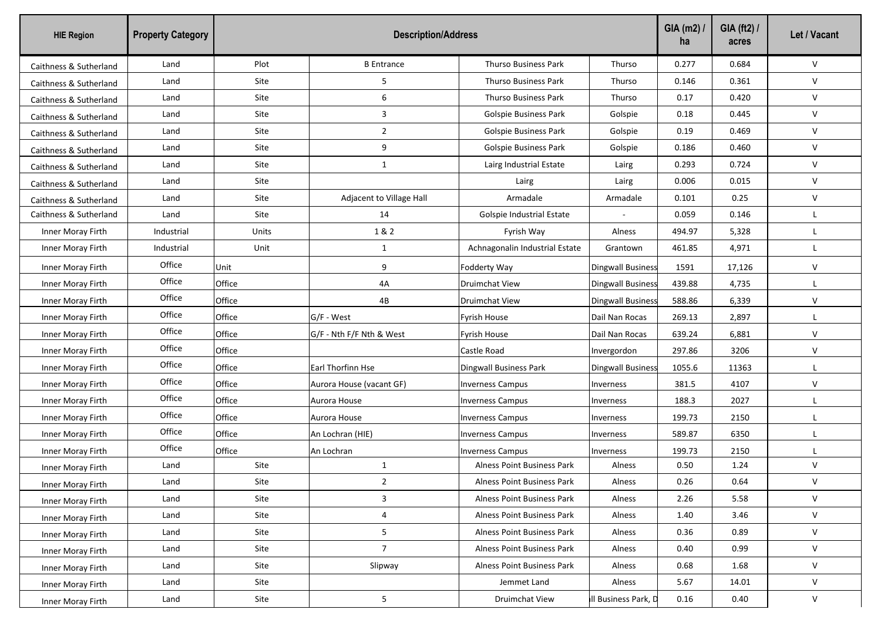| HIE Region | Property Category | Description/Address | | | | GIA (m2) / ha | GIA (ft2) / acres | Let / Vacant |
|---|---|---|---|---|---|---|---|---|
| Caithness & Sutherland | Land | Plot | B Entrance | Thurso Business Park | Thurso | 0.277 | 0.684 | V |
| Caithness & Sutherland | Land | Site | 5 | Thurso Business Park | Thurso | 0.146 | 0.361 | V |
| Caithness & Sutherland | Land | Site | 6 | Thurso Business Park | Thurso | 0.17 | 0.420 | V |
| Caithness & Sutherland | Land | Site | 3 | Golspie Business Park | Golspie | 0.18 | 0.445 | V |
| Caithness & Sutherland | Land | Site | 2 | Golspie Business Park | Golspie | 0.19 | 0.469 | V |
| Caithness & Sutherland | Land | Site | 9 | Golspie Business Park | Golspie | 0.186 | 0.460 | V |
| Caithness & Sutherland | Land | Site | 1 | Lairg Industrial Estate | Lairg | 0.293 | 0.724 | V |
| Caithness & Sutherland | Land | Site | | Lairg | Lairg | 0.006 | 0.015 | V |
| Caithness & Sutherland | Land | Site | Adjacent to Village Hall | Armadale | Armadale | 0.101 | 0.25 | V |
| Caithness & Sutherland | Land | Site | 14 | Golspie Industrial Estate | - | 0.059 | 0.146 | L |
| Inner Moray Firth | Industrial | Units | 1 & 2 | Fyrish Way | Alness | 494.97 | 5,328 | L |
| Inner Moray Firth | Industrial | Unit | 1 | Achnagonalin Industrial Estate | Grantown | 461.85 | 4,971 | L |
| Inner Moray Firth | Office | Unit | 9 | Fodderty Way | Dingwall Business | 1591 | 17,126 | V |
| Inner Moray Firth | Office | Office | 4A | Druimchat View | Dingwall Business | 439.88 | 4,735 | L |
| Inner Moray Firth | Office | Office | 4B | Druimchat View | Dingwall Business | 588.86 | 6,339 | V |
| Inner Moray Firth | Office | Office | G/F - West | Fyrish House | Dail Nan Rocas | 269.13 | 2,897 | L |
| Inner Moray Firth | Office | Office | G/F - Nth F/F Nth & West | Fyrish House | Dail Nan Rocas | 639.24 | 6,881 | V |
| Inner Moray Firth | Office | Office | | Castle Road | Invergordon | 297.86 | 3206 | V |
| Inner Moray Firth | Office | Office | Earl Thorfinn Hse | Dingwall Business Park | Dingwall Business | 1055.6 | 11363 | L |
| Inner Moray Firth | Office | Office | Aurora House (vacant GF) | Inverness Campus | Inverness | 381.5 | 4107 | V |
| Inner Moray Firth | Office | Office | Aurora House | Inverness Campus | Inverness | 188.3 | 2027 | L |
| Inner Moray Firth | Office | Office | Aurora House | Inverness Campus | Inverness | 199.73 | 2150 | L |
| Inner Moray Firth | Office | Office | An Lochran (HIE) | Inverness Campus | Inverness | 589.87 | 6350 | L |
| Inner Moray Firth | Office | Office | An Lochran | Inverness Campus | Inverness | 199.73 | 2150 | L |
| Inner Moray Firth | Land | Site | 1 | Alness Point Business Park | Alness | 0.50 | 1.24 | V |
| Inner Moray Firth | Land | Site | 2 | Alness Point Business Park | Alness | 0.26 | 0.64 | V |
| Inner Moray Firth | Land | Site | 3 | Alness Point Business Park | Alness | 2.26 | 5.58 | V |
| Inner Moray Firth | Land | Site | 4 | Alness Point Business Park | Alness | 1.40 | 3.46 | V |
| Inner Moray Firth | Land | Site | 5 | Alness Point Business Park | Alness | 0.36 | 0.89 | V |
| Inner Moray Firth | Land | Site | 7 | Alness Point Business Park | Alness | 0.40 | 0.99 | V |
| Inner Moray Firth | Land | Site | Slipway | Alness Point Business Park | Alness | 0.68 | 1.68 | V |
| Inner Moray Firth | Land | Site | | Jemmet Land | Alness | 5.67 | 14.01 | V |
| Inner Moray Firth | Land | Site | 5 | Druimchat View | ll Business Park, D | 0.16 | 0.40 | V |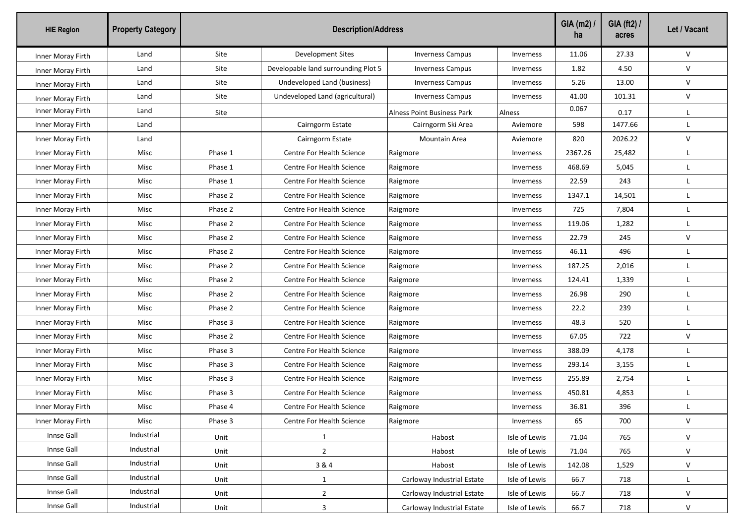| HIE Region | Property Category | Description/Address | | | | GIA (m2) / ha | GIA (ft2) / acres | Let / Vacant |
|---|---|---|---|---|---|---|---|---|
| Inner Moray Firth | Land | Site | Development Sites | Inverness Campus | Inverness | 11.06 | 27.33 | V |
| Inner Moray Firth | Land | Site | Developable land surrounding Plot 5 | Inverness Campus | Inverness | 1.82 | 4.50 | V |
| Inner Moray Firth | Land | Site | Undeveloped Land (business) | Inverness Campus | Inverness | 5.26 | 13.00 | V |
| Inner Moray Firth | Land | Site | Undeveloped Land (agricultural) | Inverness Campus | Inverness | 41.00 | 101.31 | V |
| Inner Moray Firth | Land | Site | | Alness Point Business Park | Alness | 0.067 | 0.17 | L |
| Inner Moray Firth | Land | | Cairngorm Estate | Cairngorm Ski Area | Aviemore | 598 | 1477.66 | L |
| Inner Moray Firth | Land | | Cairngorm Estate | Mountain Area | Aviemore | 820 | 2026.22 | V |
| Inner Moray Firth | Misc | Phase 1 | Centre For Health Science | Raigmore | Inverness | 2367.26 | 25,482 | L |
| Inner Moray Firth | Misc | Phase 1 | Centre For Health Science | Raigmore | Inverness | 468.69 | 5,045 | L |
| Inner Moray Firth | Misc | Phase 1 | Centre For Health Science | Raigmore | Inverness | 22.59 | 243 | L |
| Inner Moray Firth | Misc | Phase 2 | Centre For Health Science | Raigmore | Inverness | 1347.1 | 14,501 | L |
| Inner Moray Firth | Misc | Phase 2 | Centre For Health Science | Raigmore | Inverness | 725 | 7,804 | L |
| Inner Moray Firth | Misc | Phase 2 | Centre For Health Science | Raigmore | Inverness | 119.06 | 1,282 | L |
| Inner Moray Firth | Misc | Phase 2 | Centre For Health Science | Raigmore | Inverness | 22.79 | 245 | V |
| Inner Moray Firth | Misc | Phase 2 | Centre For Health Science | Raigmore | Inverness | 46.11 | 496 | L |
| Inner Moray Firth | Misc | Phase 2 | Centre For Health Science | Raigmore | Inverness | 187.25 | 2,016 | L |
| Inner Moray Firth | Misc | Phase 2 | Centre For Health Science | Raigmore | Inverness | 124.41 | 1,339 | L |
| Inner Moray Firth | Misc | Phase 2 | Centre For Health Science | Raigmore | Inverness | 26.98 | 290 | L |
| Inner Moray Firth | Misc | Phase 2 | Centre For Health Science | Raigmore | Inverness | 22.2 | 239 | L |
| Inner Moray Firth | Misc | Phase 3 | Centre For Health Science | Raigmore | Inverness | 48.3 | 520 | L |
| Inner Moray Firth | Misc | Phase 2 | Centre For Health Science | Raigmore | Inverness | 67.05 | 722 | V |
| Inner Moray Firth | Misc | Phase 3 | Centre For Health Science | Raigmore | Inverness | 388.09 | 4,178 | L |
| Inner Moray Firth | Misc | Phase 3 | Centre For Health Science | Raigmore | Inverness | 293.14 | 3,155 | L |
| Inner Moray Firth | Misc | Phase 3 | Centre For Health Science | Raigmore | Inverness | 255.89 | 2,754 | L |
| Inner Moray Firth | Misc | Phase 3 | Centre For Health Science | Raigmore | Inverness | 450.81 | 4,853 | L |
| Inner Moray Firth | Misc | Phase 4 | Centre For Health Science | Raigmore | Inverness | 36.81 | 396 | L |
| Inner Moray Firth | Misc | Phase 3 | Centre For Health Science | Raigmore | Inverness | 65 | 700 | V |
| Innse Gall | Industrial | Unit | 1 | Habost | Isle of Lewis | 71.04 | 765 | V |
| Innse Gall | Industrial | Unit | 2 | Habost | Isle of Lewis | 71.04 | 765 | V |
| Innse Gall | Industrial | Unit | 3 & 4 | Habost | Isle of Lewis | 142.08 | 1,529 | V |
| Innse Gall | Industrial | Unit | 1 | Carloway Industrial Estate | Isle of Lewis | 66.7 | 718 | L |
| Innse Gall | Industrial | Unit | 2 | Carloway Industrial Estate | Isle of Lewis | 66.7 | 718 | V |
| Innse Gall | Industrial | Unit | 3 | Carloway Industrial Estate | Isle of Lewis | 66.7 | 718 | V |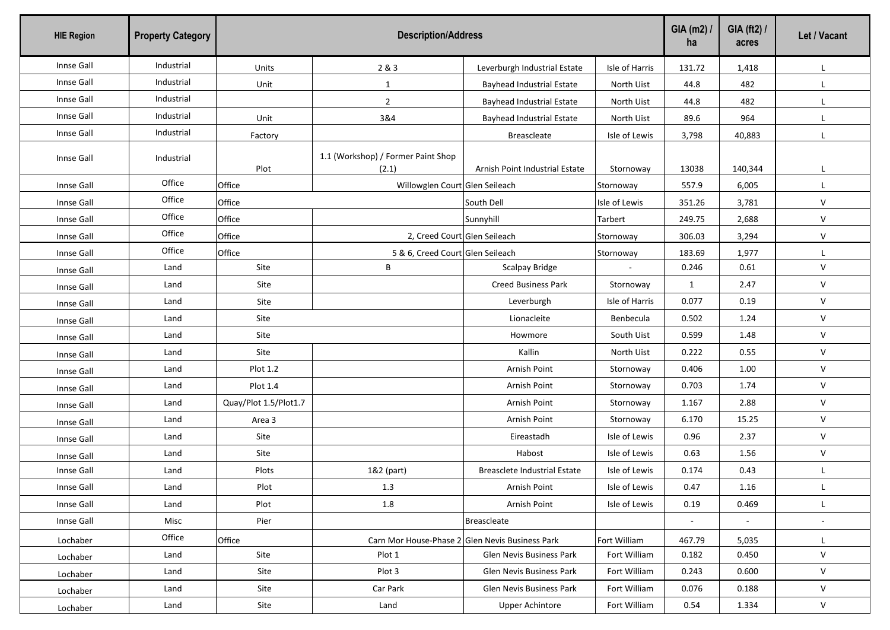| HIE Region | Property Category | Description/Address | | | | GIA (m2) / ha | GIA (ft2) / acres | Let / Vacant |
|---|---|---|---|---|---|---|---|---|
| Innse Gall | Industrial | Units | 2 & 3 | Leverburgh Industrial Estate | Isle of Harris | 131.72 | 1,418 | L |
| Innse Gall | Industrial | Unit | 1 | Bayhead Industrial Estate | North Uist | 44.8 | 482 | L |
| Innse Gall | Industrial | | 2 | Bayhead Industrial Estate | North Uist | 44.8 | 482 | L |
| Innse Gall | Industrial | Unit | 3&4 | Bayhead Industrial Estate | North Uist | 89.6 | 964 | L |
| Innse Gall | Industrial | Factory | | Breascleate | Isle of Lewis | 3,798 | 40,883 | L |
| Innse Gall | Industrial | Plot | 1.1 (Workshop) / Former Paint Shop (2.1) | Arnish Point Industrial Estate | Stornoway | 13038 | 140,344 | L |
| Innse Gall | Office | Office | Willowglen Court | Glen Seileach | Stornoway | 557.9 | 6,005 | L |
| Innse Gall | Office | Office | | South Dell | Isle of Lewis | 351.26 | 3,781 | V |
| Innse Gall | Office | Office | | Sunnyhill | Tarbert | 249.75 | 2,688 | V |
| Innse Gall | Office | Office | 2, Creed Court | Glen Seileach | Stornoway | 306.03 | 3,294 | V |
| Innse Gall | Office | Office | 5 & 6, Creed Court | Glen Seileach | Stornoway | 183.69 | 1,977 | L |
| Innse Gall | Land | Site | B | Scalpay Bridge | - | 0.246 | 0.61 | V |
| Innse Gall | Land | Site | | Creed Business Park | Stornoway | 1 | 2.47 | V |
| Innse Gall | Land | Site | | Leverburgh | Isle of Harris | 0.077 | 0.19 | V |
| Innse Gall | Land | Site | | Lionacleite | Benbecula | 0.502 | 1.24 | V |
| Innse Gall | Land | Site | | Howmore | South Uist | 0.599 | 1.48 | V |
| Innse Gall | Land | Site | | Kallin | North Uist | 0.222 | 0.55 | V |
| Innse Gall | Land | Plot 1.2 | | Arnish Point | Stornoway | 0.406 | 1.00 | V |
| Innse Gall | Land | Plot 1.4 | | Arnish Point | Stornoway | 0.703 | 1.74 | V |
| Innse Gall | Land | Quay/Plot 1.5/Plot1.7 | | Arnish Point | Stornoway | 1.167 | 2.88 | V |
| Innse Gall | Land | Area 3 | | Arnish Point | Stornoway | 6.170 | 15.25 | V |
| Innse Gall | Land | Site | | Eireastadh | Isle of Lewis | 0.96 | 2.37 | V |
| Innse Gall | Land | Site | | Habost | Isle of Lewis | 0.63 | 1.56 | V |
| Innse Gall | Land | Plots | 1&2 (part) | Breasclete Industrial Estate | Isle of Lewis | 0.174 | 0.43 | L |
| Innse Gall | Land | Plot | 1.3 | Arnish Point | Isle of Lewis | 0.47 | 1.16 | L |
| Innse Gall | Land | Plot | 1.8 | Arnish Point | Isle of Lewis | 0.19 | 0.469 | L |
| Innse Gall | Misc | Pier | | Breascleate | | - | - | - |
| Lochaber | Office | Office | Carn Mor House-Phase 2 | Glen Nevis Business Park | Fort William | 467.79 | 5,035 | L |
| Lochaber | Land | Site | Plot 1 | Glen Nevis Business Park | Fort William | 0.182 | 0.450 | V |
| Lochaber | Land | Site | Plot 3 | Glen Nevis Business Park | Fort William | 0.243 | 0.600 | V |
| Lochaber | Land | Site | Car Park | Glen Nevis Business Park | Fort William | 0.076 | 0.188 | V |
| Lochaber | Land | Site | Land | Upper Achintore | Fort William | 0.54 | 1.334 | V |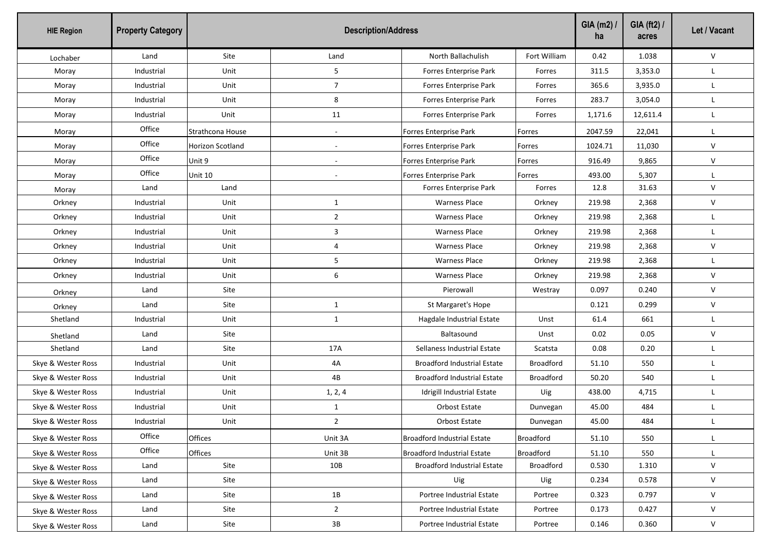| HIE Region | Property Category | Description/Address | | | | GIA (m2) / ha | GIA (ft2) / acres | Let / Vacant |
|---|---|---|---|---|---|---|---|---|
| Lochaber | Land | Site | Land | North Ballachulish | Fort William | 0.42 | 1.038 | V |
| Moray | Industrial | Unit | 5 | Forres Enterprise Park | Forres | 311.5 | 3,353.0 | L |
| Moray | Industrial | Unit | 7 | Forres Enterprise Park | Forres | 365.6 | 3,935.0 | L |
| Moray | Industrial | Unit | 8 | Forres Enterprise Park | Forres | 283.7 | 3,054.0 | L |
| Moray | Industrial | Unit | 11 | Forres Enterprise Park | Forres | 1,171.6 | 12,611.4 | L |
| Moray | Office | Strathcona House | - | Forres Enterprise Park | Forres | 2047.59 | 22,041 | L |
| Moray | Office | Horizon Scotland | - | Forres Enterprise Park | Forres | 1024.71 | 11,030 | V |
| Moray | Office | Unit 9 | - | Forres Enterprise Park | Forres | 916.49 | 9,865 | V |
| Moray | Office | Unit 10 | - | Forres Enterprise Park | Forres | 493.00 | 5,307 | L |
| Moray | Land | Land | | Forres Enterprise Park | Forres | 12.8 | 31.63 | V |
| Orkney | Industrial | Unit | 1 | Warness Place | Orkney | 219.98 | 2,368 | V |
| Orkney | Industrial | Unit | 2 | Warness Place | Orkney | 219.98 | 2,368 | L |
| Orkney | Industrial | Unit | 3 | Warness Place | Orkney | 219.98 | 2,368 | L |
| Orkney | Industrial | Unit | 4 | Warness Place | Orkney | 219.98 | 2,368 | V |
| Orkney | Industrial | Unit | 5 | Warness Place | Orkney | 219.98 | 2,368 | L |
| Orkney | Industrial | Unit | 6 | Warness Place | Orkney | 219.98 | 2,368 | V |
| Orkney | Land | Site | | Pierowall | Westray | 0.097 | 0.240 | V |
| Orkney | Land | Site | 1 | St Margaret's Hope | | 0.121 | 0.299 | V |
| Shetland | Industrial | Unit | 1 | Hagdale Industrial Estate | Unst | 61.4 | 661 | L |
| Shetland | Land | Site | | Baltasound | Unst | 0.02 | 0.05 | V |
| Shetland | Land | Site | 17A | Sellaness Industrial Estate | Scatsta | 0.08 | 0.20 | L |
| Skye & Wester Ross | Industrial | Unit | 4A | Broadford Industrial Estate | Broadford | 51.10 | 550 | L |
| Skye & Wester Ross | Industrial | Unit | 4B | Broadford Industrial Estate | Broadford | 50.20 | 540 | L |
| Skye & Wester Ross | Industrial | Unit | 1, 2, 4 | Idrigill Industrial Estate | Uig | 438.00 | 4,715 | L |
| Skye & Wester Ross | Industrial | Unit | 1 | Orbost Estate | Dunvegan | 45.00 | 484 | L |
| Skye & Wester Ross | Industrial | Unit | 2 | Orbost Estate | Dunvegan | 45.00 | 484 | L |
| Skye & Wester Ross | Office | Offices | Unit 3A | Broadford Industrial Estate | Broadford | 51.10 | 550 | L |
| Skye & Wester Ross | Office | Offices | Unit 3B | Broadford Industrial Estate | Broadford | 51.10 | 550 | L |
| Skye & Wester Ross | Land | Site | 10B | Broadford Industrial Estate | Broadford | 0.530 | 1.310 | V |
| Skye & Wester Ross | Land | Site | | Uig | Uig | 0.234 | 0.578 | V |
| Skye & Wester Ross | Land | Site | 1B | Portree Industrial Estate | Portree | 0.323 | 0.797 | V |
| Skye & Wester Ross | Land | Site | 2 | Portree Industrial Estate | Portree | 0.173 | 0.427 | V |
| Skye & Wester Ross | Land | Site | 3B | Portree Industrial Estate | Portree | 0.146 | 0.360 | V |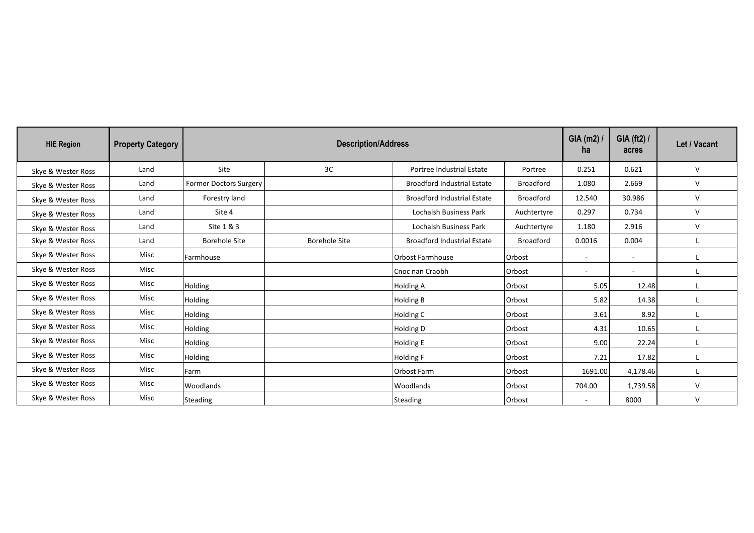| HIE Region | Property Category | Description/Address | | | | GIA (m2) / ha | GIA (ft2) / acres | Let / Vacant |
|---|---|---|---|---|---|---|---|---|
| Skye & Wester Ross | Land | Site | 3C | Portree Industrial Estate | Portree | 0.251 | 0.621 | V |
| Skye & Wester Ross | Land | Former Doctors Surgery | | Broadford Industrial Estate | Broadford | 1.080 | 2.669 | V |
| Skye & Wester Ross | Land | Forestry land | | Broadford Industrial Estate | Broadford | 12.540 | 30.986 | V |
| Skye & Wester Ross | Land | Site 4 | | Lochalsh Business Park | Auchtertyre | 0.297 | 0.734 | V |
| Skye & Wester Ross | Land | Site 1 & 3 | | Lochalsh Business Park | Auchtertyre | 1.180 | 2.916 | V |
| Skye & Wester Ross | Land | Borehole Site | Borehole Site | Broadford Industrial Estate | Broadford | 0.0016 | 0.004 | L |
| Skye & Wester Ross | Misc | Farmhouse | | Orbost Farmhouse | Orbost | - | - | L |
| Skye & Wester Ross | Misc | | | Cnoc nan Craobh | Orbost | - | - | L |
| Skye & Wester Ross | Misc | Holding | | Holding A | Orbost | 5.05 | 12.48 | L |
| Skye & Wester Ross | Misc | Holding | | Holding B | Orbost | 5.82 | 14.38 | L |
| Skye & Wester Ross | Misc | Holding | | Holding C | Orbost | 3.61 | 8.92 | L |
| Skye & Wester Ross | Misc | Holding | | Holding D | Orbost | 4.31 | 10.65 | L |
| Skye & Wester Ross | Misc | Holding | | Holding E | Orbost | 9.00 | 22.24 | L |
| Skye & Wester Ross | Misc | Holding | | Holding F | Orbost | 7.21 | 17.82 | L |
| Skye & Wester Ross | Misc | Farm | | Orbost Farm | Orbost | 1691.00 | 4,178.46 | L |
| Skye & Wester Ross | Misc | Woodlands | | Woodlands | Orbost | 704.00 | 1,739.58 | V |
| Skye & Wester Ross | Misc | Steading | | Steading | Orbost | - | 8000 | V |